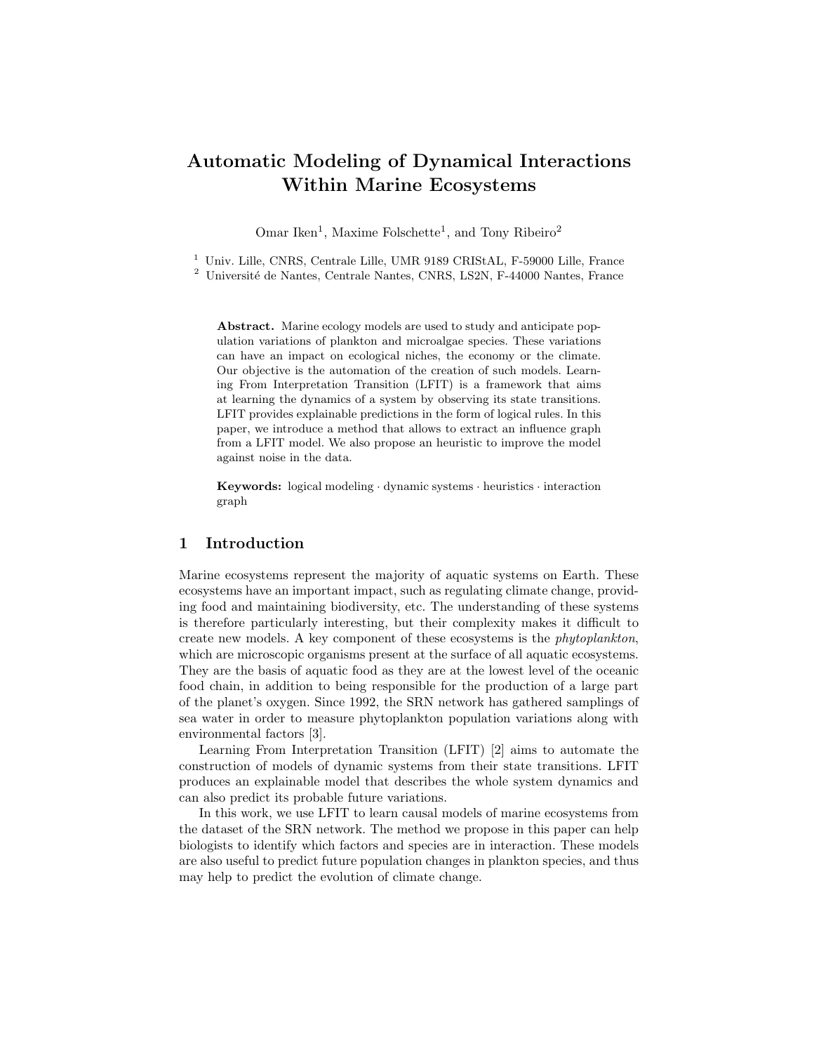# Automatic Modeling of Dynamical Interactions Within Marine Ecosystems

Omar Iken[1], Maxime Folschette[1], and Tony Ribeiro[2]

[1] Univ. Lille, CNRS, Centrale Lille, UMR 9189 CRIStAL, F-59000 Lille, France
[2] Université de Nantes, Centrale Nantes, CNRS, LS2N, F-44000 Nantes, France

**Abstract.** Marine ecology models are used to study and anticipate population variations of plankton and microalgae species. These variations can have an impact on ecological niches, the economy or the climate. Our objective is the automation of the creation of such models. Learning From Interpretation Transition (LFIT) is a framework that aims at learning the dynamics of a system by observing its state transitions. LFIT provides explainable predictions in the form of logical rules. In this paper, we introduce a method that allows to extract an influence graph from a LFIT model. We also propose an heuristic to improve the model against noise in the data.

**Keywords:** logical modeling · dynamic systems · heuristics · interaction graph

## 1 Introduction

Marine ecosystems represent the majority of aquatic systems on Earth. These ecosystems have an important impact, such as regulating climate change, providing food and maintaining biodiversity, etc. The understanding of these systems is therefore particularly interesting, but their complexity makes it difficult to create new models. A key component of these ecosystems is the *phytoplankton*, which are microscopic organisms present at the surface of all aquatic ecosystems. They are the basis of aquatic food as they are at the lowest level of the oceanic food chain, in addition to being responsible for the production of a large part of the planet's oxygen. Since 1992, the SRN network has gathered samplings of sea water in order to measure phytoplankton population variations along with environmental factors [3].

Learning From Interpretation Transition (LFIT) [2] aims to automate the construction of models of dynamic systems from their state transitions. LFIT produces an explainable model that describes the whole system dynamics and can also predict its probable future variations.

In this work, we use LFIT to learn causal models of marine ecosystems from the dataset of the SRN network. The method we propose in this paper can help biologists to identify which factors and species are in interaction. These models are also useful to predict future population changes in plankton species, and thus may help to predict the evolution of climate change.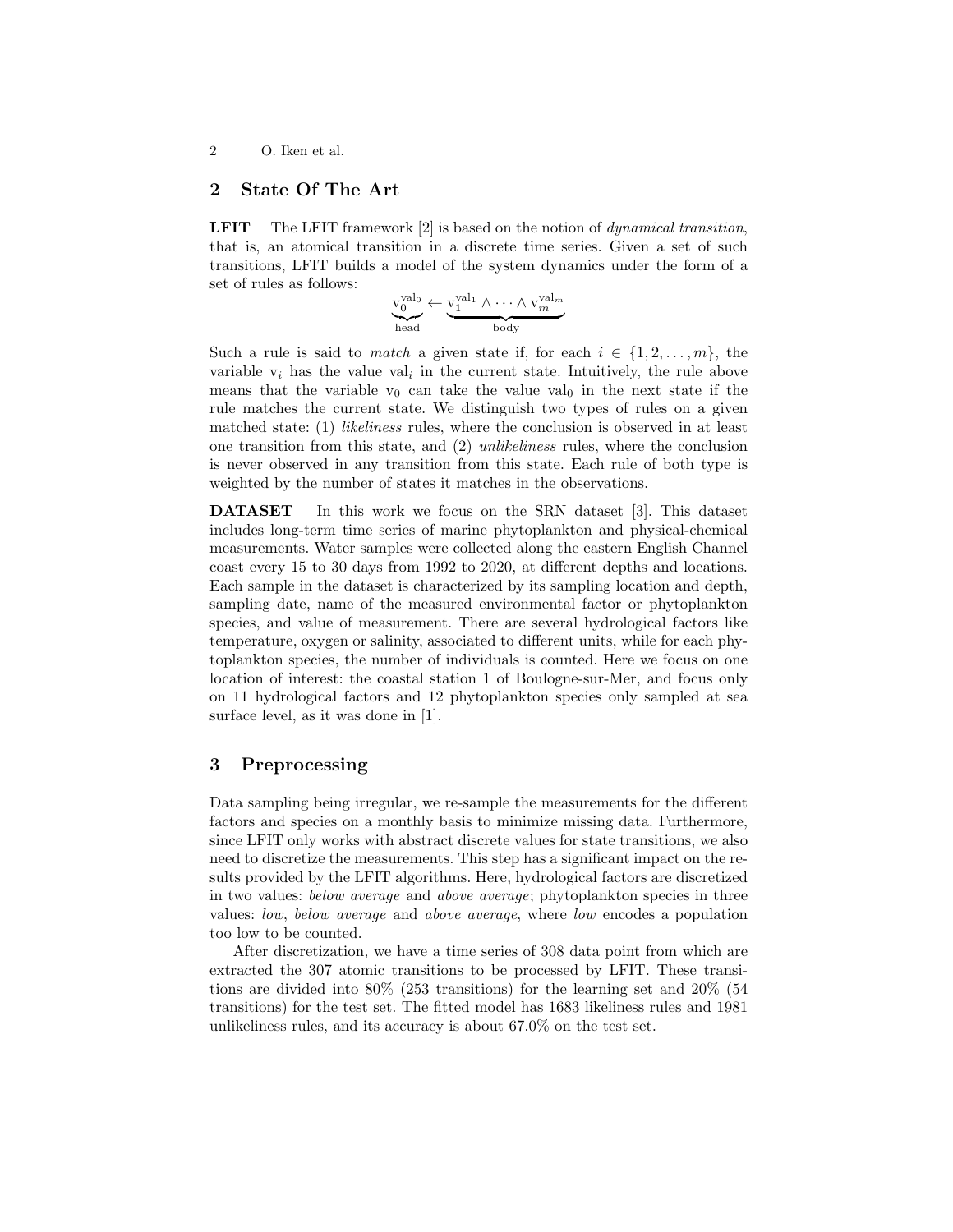## 2 State Of The Art

**LFIT** The LFIT framework [2] is based on the notion of *dynamical transition*, that is, an atomical transition in a discrete time series. Given a set of such transitions, LFIT builds a model of the system dynamics under the form of a set of rules as follows:

$$\underbrace{\mathrm{v}_0^{\mathrm{val}_0}}_{\text{head}} \leftarrow \underbrace{\mathrm{v}_1^{\mathrm{val}_1} \wedge \cdots \wedge \mathrm{v}_m^{\mathrm{val}_m}}_{\text{body}}$$

Such a rule is said to *match* a given state if, for each $i \in \{1, 2, \ldots, m\}$, the variable $\mathrm{v}_i$ has the value $\mathrm{val}_i$ in the current state. Intuitively, the rule above means that the variable $\mathrm{v}_0$ can take the value $\mathrm{val}_0$ in the next state if the rule matches the current state. We distinguish two types of rules on a given matched state: (1) *likeliness* rules, where the conclusion is observed in at least one transition from this state, and (2) *unlikeliness* rules, where the conclusion is never observed in any transition from this state. Each rule of both type is weighted by the number of states it matches in the observations.

**DATASET** In this work we focus on the SRN dataset [3]. This dataset includes long-term time series of marine phytoplankton and physical-chemical measurements. Water samples were collected along the eastern English Channel coast every 15 to 30 days from 1992 to 2020, at different depths and locations. Each sample in the dataset is characterized by its sampling location and depth, sampling date, name of the measured environmental factor or phytoplankton species, and value of measurement. There are several hydrological factors like temperature, oxygen or salinity, associated to different units, while for each phytoplankton species, the number of individuals is counted. Here we focus on one location of interest: the coastal station 1 of Boulogne-sur-Mer, and focus only on 11 hydrological factors and 12 phytoplankton species only sampled at sea surface level, as it was done in [1].

## 3 Preprocessing

Data sampling being irregular, we re-sample the measurements for the different factors and species on a monthly basis to minimize missing data. Furthermore, since LFIT only works with abstract discrete values for state transitions, we also need to discretize the measurements. This step has a significant impact on the results provided by the LFIT algorithms. Here, hydrological factors are discretized in two values: *below average* and *above average*; phytoplankton species in three values: *low*, *below average* and *above average*, where *low* encodes a population too low to be counted.

After discretization, we have a time series of 308 data point from which are extracted the 307 atomic transitions to be processed by LFIT. These transitions are divided into 80% (253 transitions) for the learning set and 20% (54 transitions) for the test set. The fitted model has 1683 likeliness rules and 1981 unlikeliness rules, and its accuracy is about 67.0% on the test set.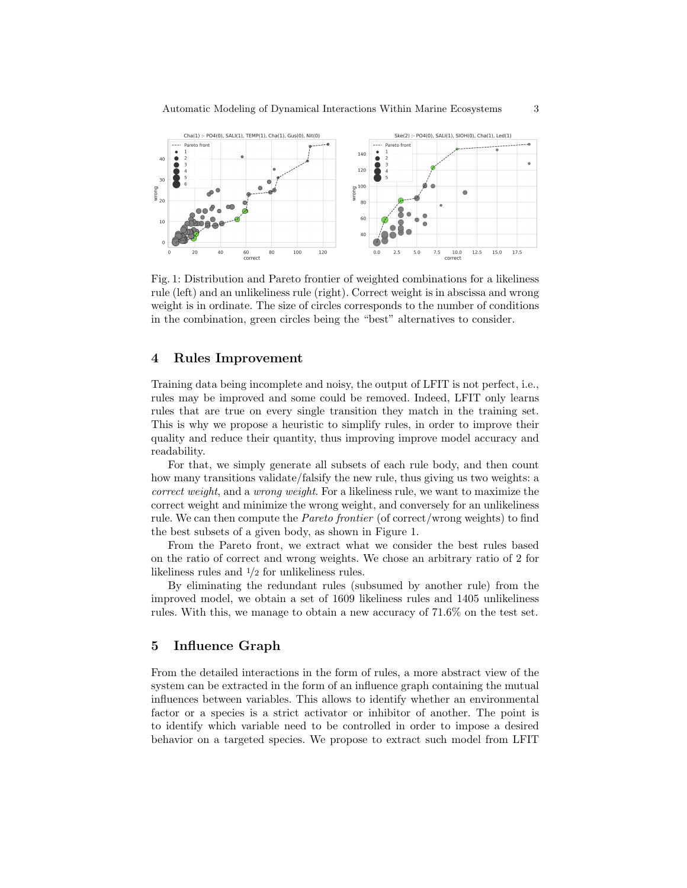Fig. 1: Distribution and Pareto frontier of weighted combinations for a likeliness rule (left) and an unlikeliness rule (right). Correct weight is in abscissa and wrong weight is in ordinate. The size of circles corresponds to the number of conditions in the combination, green circles being the "best" alternatives to consider.

## 4 Rules Improvement

Training data being incomplete and noisy, the output of LFIT is not perfect, i.e., rules may be improved and some could be removed. Indeed, LFIT only learns rules that are true on every single transition they match in the training set. This is why we propose a heuristic to simplify rules, in order to improve their quality and reduce their quantity, thus improving improve model accuracy and readability.

For that, we simply generate all subsets of each rule body, and then count how many transitions validate/falsify the new rule, thus giving us two weights: a *correct weight*, and a *wrong weight*. For a likeliness rule, we want to maximize the correct weight and minimize the wrong weight, and conversely for an unlikeliness rule. We can then compute the *Pareto frontier* (of correct/wrong weights) to find the best subsets of a given body, as shown in Figure 1.

From the Pareto front, we extract what we consider the best rules based on the ratio of correct and wrong weights. We chose an arbitrary ratio of 2 for likeliness rules and $1/2$ for unlikeliness rules.

By eliminating the redundant rules (subsumed by another rule) from the improved model, we obtain a set of 1609 likeliness rules and 1405 unlikeliness rules. With this, we manage to obtain a new accuracy of 71.6% on the test set.

## 5 Influence Graph

From the detailed interactions in the form of rules, a more abstract view of the system can be extracted in the form of an influence graph containing the mutual influences between variables. This allows to identify whether an environmental factor or a species is a strict activator or inhibitor of another. The point is to identify which variable need to be controlled in order to impose a desired behavior on a targeted species. We propose to extract such model from LFIT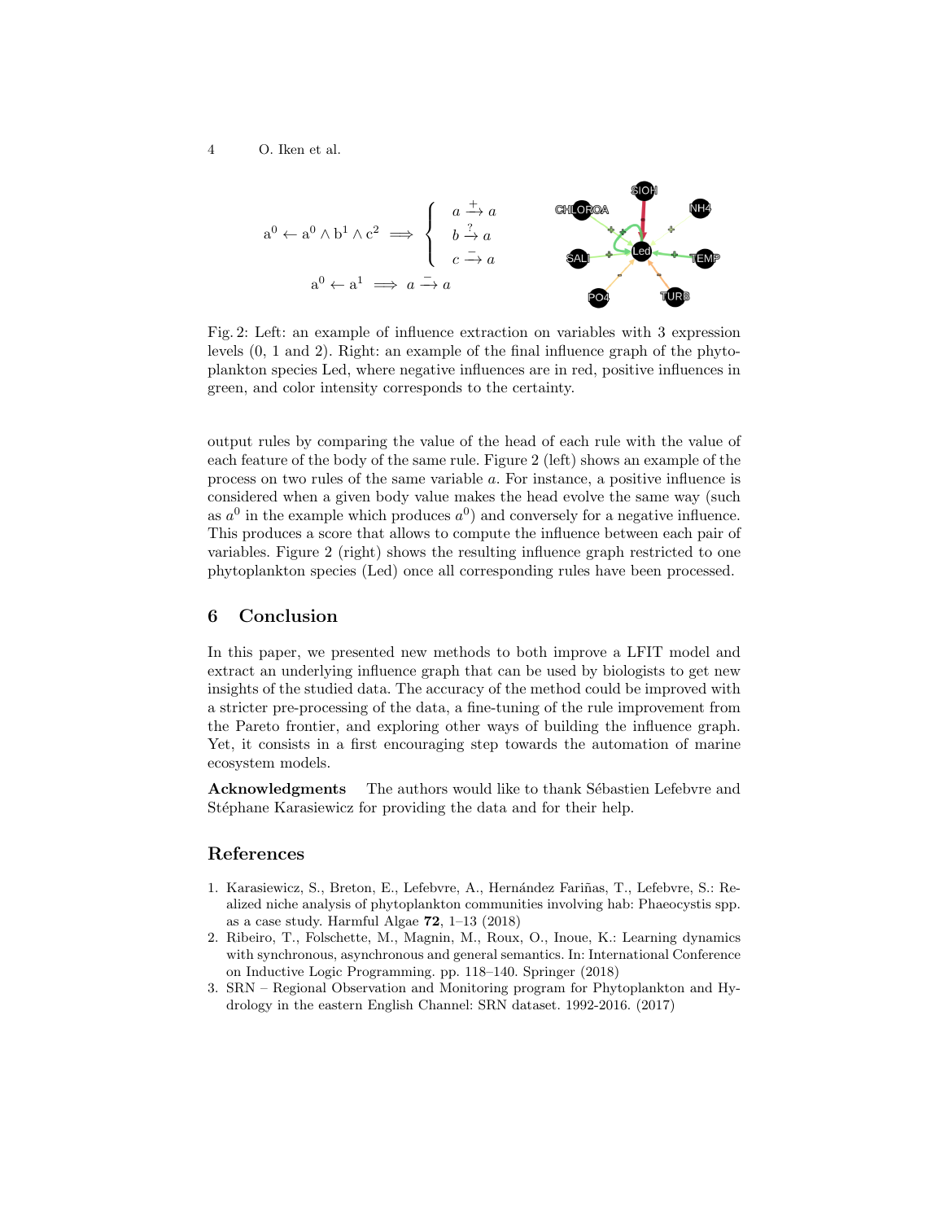$$a^0 \leftarrow a^0 \wedge b^1 \wedge c^2 \implies \begin{cases} a \xrightarrow{+} a \\ b \xrightarrow{?} a \\ c \xrightarrow{-} a \end{cases}$$

$$a^0 \leftarrow a^1 \implies a \xrightarrow{-} a$$

SIOH
CHLOROA
NH4
SALI
Led
TEMP
PO4
TURB

Fig. 2: Left: an example of influence extraction on variables with 3 expression levels (0, 1 and 2). Right: an example of the final influence graph of the phytoplankton species Led, where negative influences are in red, positive influences in green, and color intensity corresponds to the certainty.

output rules by comparing the value of the head of each rule with the value of each feature of the body of the same rule. Figure 2 (left) shows an example of the process on two rules of the same variable $a$. For instance, a positive influence is considered when a given body value makes the head evolve the same way (such as $a^0$ in the example which produces $a^0$) and conversely for a negative influence. This produces a score that allows to compute the influence between each pair of variables. Figure 2 (right) shows the resulting influence graph restricted to one phytoplankton species (Led) once all corresponding rules have been processed.

## 6 Conclusion

In this paper, we presented new methods to both improve a LFIT model and extract an underlying influence graph that can be used by biologists to get new insights of the studied data. The accuracy of the method could be improved with a stricter pre-processing of the data, a fine-tuning of the rule improvement from the Pareto frontier, and exploring other ways of building the influence graph. Yet, it consists in a first encouraging step towards the automation of marine ecosystem models.

**Acknowledgments** The authors would like to thank Sébastien Lefebvre and Stéphane Karasiewicz for providing the data and for their help.

## References

1. Karasiewicz, S., Breton, E., Lefebvre, A., Hernández Fariñas, T., Lefebvre, S.: Realized niche analysis of phytoplankton communities involving hab: Phaeocystis spp. as a case study. Harmful Algae **72**, 1–13 (2018)
2. Ribeiro, T., Folschette, M., Magnin, M., Roux, O., Inoue, K.: Learning dynamics with synchronous, asynchronous and general semantics. In: International Conference on Inductive Logic Programming. pp. 118–140. Springer (2018)
3. SRN – Regional Observation and Monitoring program for Phytoplankton and Hydrology in the eastern English Channel: SRN dataset. 1992-2016. (2017)